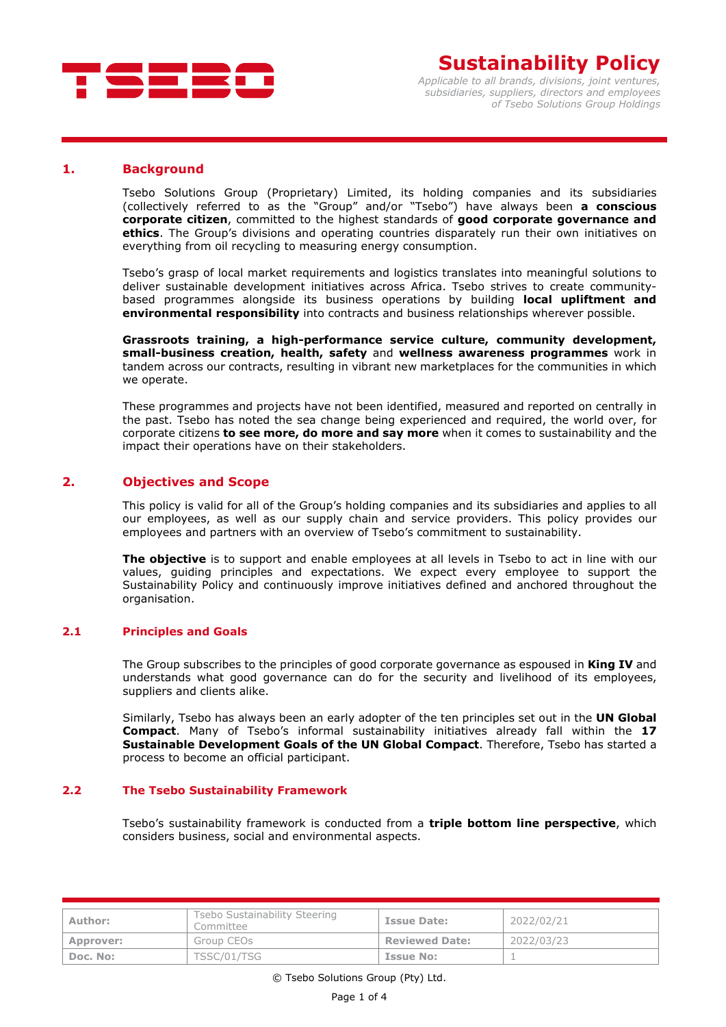# Sustainability Policy

*Applicable to all brands, divisions, joint ventures, subsidiaries, suppliers, directors and employees of Tsebo Solutions Group Holdings*

## 1. Background

Tsebo Solutions Group (Proprietary) Limited, its holding companies and its subsidiaries (collectively referred to as the "Group" and/or "Tsebo") have always been **a conscious corporate citizen**, committed to the highest standards of **good corporate governance and ethics**. The Group's divisions and operating countries disparately run their own initiatives on everything from oil recycling to measuring energy consumption.

Tsebo's grasp of local market requirements and logistics translates into meaningful solutions to deliver sustainable development initiatives across Africa. Tsebo strives to create community-based programmes alongside its business operations by building **local upliftment and environmental responsibility** into contracts and business relationships wherever possible.

**Grassroots training, a high-performance service culture, community development, small-business creation, health, safety** and **wellness awareness programmes** work in tandem across our contracts, resulting in vibrant new marketplaces for the communities in which we operate.

These programmes and projects have not been identified, measured and reported on centrally in the past. Tsebo has noted the sea change being experienced and required, the world over, for corporate citizens **to see more, do more and say more** when it comes to sustainability and the impact their operations have on their stakeholders.

## 2. Objectives and Scope

This policy is valid for all of the Group's holding companies and its subsidiaries and applies to all our employees, as well as our supply chain and service providers. This policy provides our employees and partners with an overview of Tsebo's commitment to sustainability.

**The objective** is to support and enable employees at all levels in Tsebo to act in line with our values, guiding principles and expectations. We expect every employee to support the Sustainability Policy and continuously improve initiatives defined and anchored throughout the organisation.

### 2.1 Principles and Goals

The Group subscribes to the principles of good corporate governance as espoused in **King IV** and understands what good governance can do for the security and livelihood of its employees, suppliers and clients alike.

Similarly, Tsebo has always been an early adopter of the ten principles set out in the **UN Global Compact**. Many of Tsebo's informal sustainability initiatives already fall within the **17 Sustainable Development Goals of the UN Global Compact**. Therefore, Tsebo has started a process to become an official participant.

### 2.2 The Tsebo Sustainability Framework

Tsebo's sustainability framework is conducted from a **triple bottom line perspective**, which considers business, social and environmental aspects.

| Author: | Tsebo Sustainability Steering Committee | Issue Date: | 2022/02/21 |
|---|---|---|---|
| Approver: | Group CEOs | Reviewed Date: | 2022/03/23 |
| Doc. No: | TSSC/01/TSG | Issue No: | 1 |

© Tsebo Solutions Group (Pty) Ltd.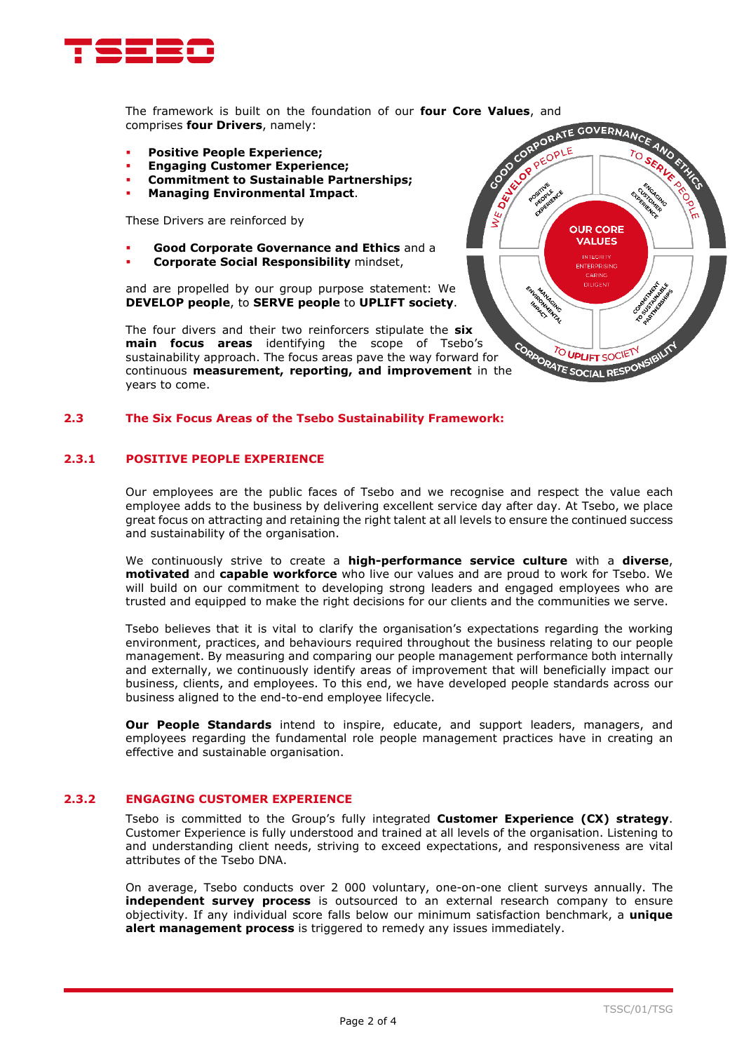The framework is built on the foundation of our **four Core Values**, and comprises **four Drivers**, namely:

- **Positive People Experience;**
- **Engaging Customer Experience;**
- **Commitment to Sustainable Partnerships;**
- **Managing Environmental Impact**.

These Drivers are reinforced by

- **Good Corporate Governance and Ethics** and a
- **Corporate Social Responsibility** mindset,

and are propelled by our group purpose statement: We **DEVELOP people**, to **SERVE people** to **UPLIFT society**.

The four divers and their two reinforcers stipulate the **six main focus areas** identifying the scope of Tsebo's sustainability approach. The focus areas pave the way forward for continuous **measurement, reporting, and improvement** in the years to come.

## 2.3 The Six Focus Areas of the Tsebo Sustainability Framework:

### 2.3.1 POSITIVE PEOPLE EXPERIENCE

Our employees are the public faces of Tsebo and we recognise and respect the value each employee adds to the business by delivering excellent service day after day. At Tsebo, we place great focus on attracting and retaining the right talent at all levels to ensure the continued success and sustainability of the organisation.

We continuously strive to create a **high-performance service culture** with a **diverse**, **motivated** and **capable workforce** who live our values and are proud to work for Tsebo. We will build on our commitment to developing strong leaders and engaged employees who are trusted and equipped to make the right decisions for our clients and the communities we serve.

Tsebo believes that it is vital to clarify the organisation's expectations regarding the working environment, practices, and behaviours required throughout the business relating to our people management. By measuring and comparing our people management performance both internally and externally, we continuously identify areas of improvement that will beneficially impact our business, clients, and employees. To this end, we have developed people standards across our business aligned to the end-to-end employee lifecycle.

**Our People Standards** intend to inspire, educate, and support leaders, managers, and employees regarding the fundamental role people management practices have in creating an effective and sustainable organisation.

### 2.3.2 ENGAGING CUSTOMER EXPERIENCE

Tsebo is committed to the Group's fully integrated **Customer Experience (CX) strategy**. Customer Experience is fully understood and trained at all levels of the organisation. Listening to and understanding client needs, striving to exceed expectations, and responsiveness are vital attributes of the Tsebo DNA.

On average, Tsebo conducts over 2 000 voluntary, one-on-one client surveys annually. The **independent survey process** is outsourced to an external research company to ensure objectivity. If any individual score falls below our minimum satisfaction benchmark, a **unique alert management process** is triggered to remedy any issues immediately.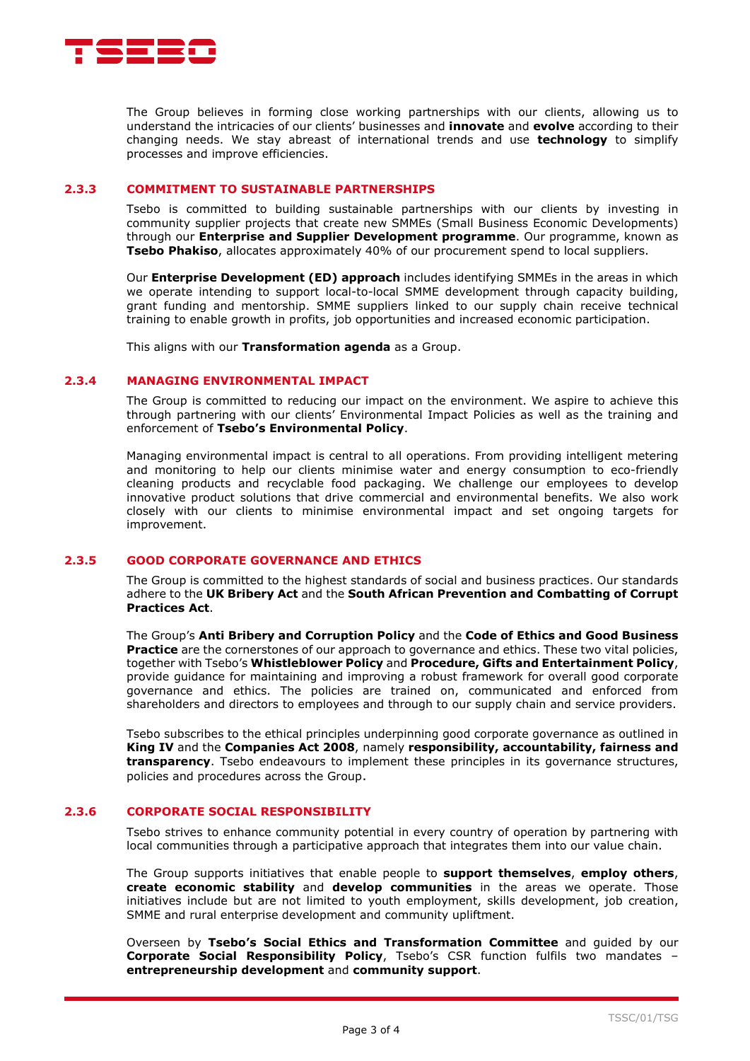The Group believes in forming close working partnerships with our clients, allowing us to understand the intricacies of our clients' businesses and **innovate** and **evolve** according to their changing needs. We stay abreast of international trends and use **technology** to simplify processes and improve efficiencies.

### 2.3.3 COMMITMENT TO SUSTAINABLE PARTNERSHIPS

Tsebo is committed to building sustainable partnerships with our clients by investing in community supplier projects that create new SMMEs (Small Business Economic Developments) through our **Enterprise and Supplier Development programme**. Our programme, known as **Tsebo Phakiso**, allocates approximately 40% of our procurement spend to local suppliers.

Our **Enterprise Development (ED) approach** includes identifying SMMEs in the areas in which we operate intending to support local-to-local SMME development through capacity building, grant funding and mentorship. SMME suppliers linked to our supply chain receive technical training to enable growth in profits, job opportunities and increased economic participation.

This aligns with our **Transformation agenda** as a Group.

### 2.3.4 MANAGING ENVIRONMENTAL IMPACT

The Group is committed to reducing our impact on the environment. We aspire to achieve this through partnering with our clients' Environmental Impact Policies as well as the training and enforcement of **Tsebo's Environmental Policy**.

Managing environmental impact is central to all operations. From providing intelligent metering and monitoring to help our clients minimise water and energy consumption to eco-friendly cleaning products and recyclable food packaging. We challenge our employees to develop innovative product solutions that drive commercial and environmental benefits. We also work closely with our clients to minimise environmental impact and set ongoing targets for improvement.

### 2.3.5 GOOD CORPORATE GOVERNANCE AND ETHICS

The Group is committed to the highest standards of social and business practices. Our standards adhere to the **UK Bribery Act** and the **South African Prevention and Combatting of Corrupt Practices Act**.

The Group's **Anti Bribery and Corruption Policy** and the **Code of Ethics and Good Business Practice** are the cornerstones of our approach to governance and ethics. These two vital policies, together with Tsebo's **Whistleblower Policy** and **Procedure, Gifts and Entertainment Policy**, provide guidance for maintaining and improving a robust framework for overall good corporate governance and ethics. The policies are trained on, communicated and enforced from shareholders and directors to employees and through to our supply chain and service providers.

Tsebo subscribes to the ethical principles underpinning good corporate governance as outlined in **King IV** and the **Companies Act 2008**, namely **responsibility, accountability, fairness and transparency**. Tsebo endeavours to implement these principles in its governance structures, policies and procedures across the Group.

### 2.3.6 CORPORATE SOCIAL RESPONSIBILITY

Tsebo strives to enhance community potential in every country of operation by partnering with local communities through a participative approach that integrates them into our value chain.

The Group supports initiatives that enable people to **support themselves**, **employ others**, **create economic stability** and **develop communities** in the areas we operate. Those initiatives include but are not limited to youth employment, skills development, job creation, SMME and rural enterprise development and community upliftment.

Overseen by **Tsebo's Social Ethics and Transformation Committee** and guided by our **Corporate Social Responsibility Policy**, Tsebo's CSR function fulfils two mandates – **entrepreneurship development** and **community support**.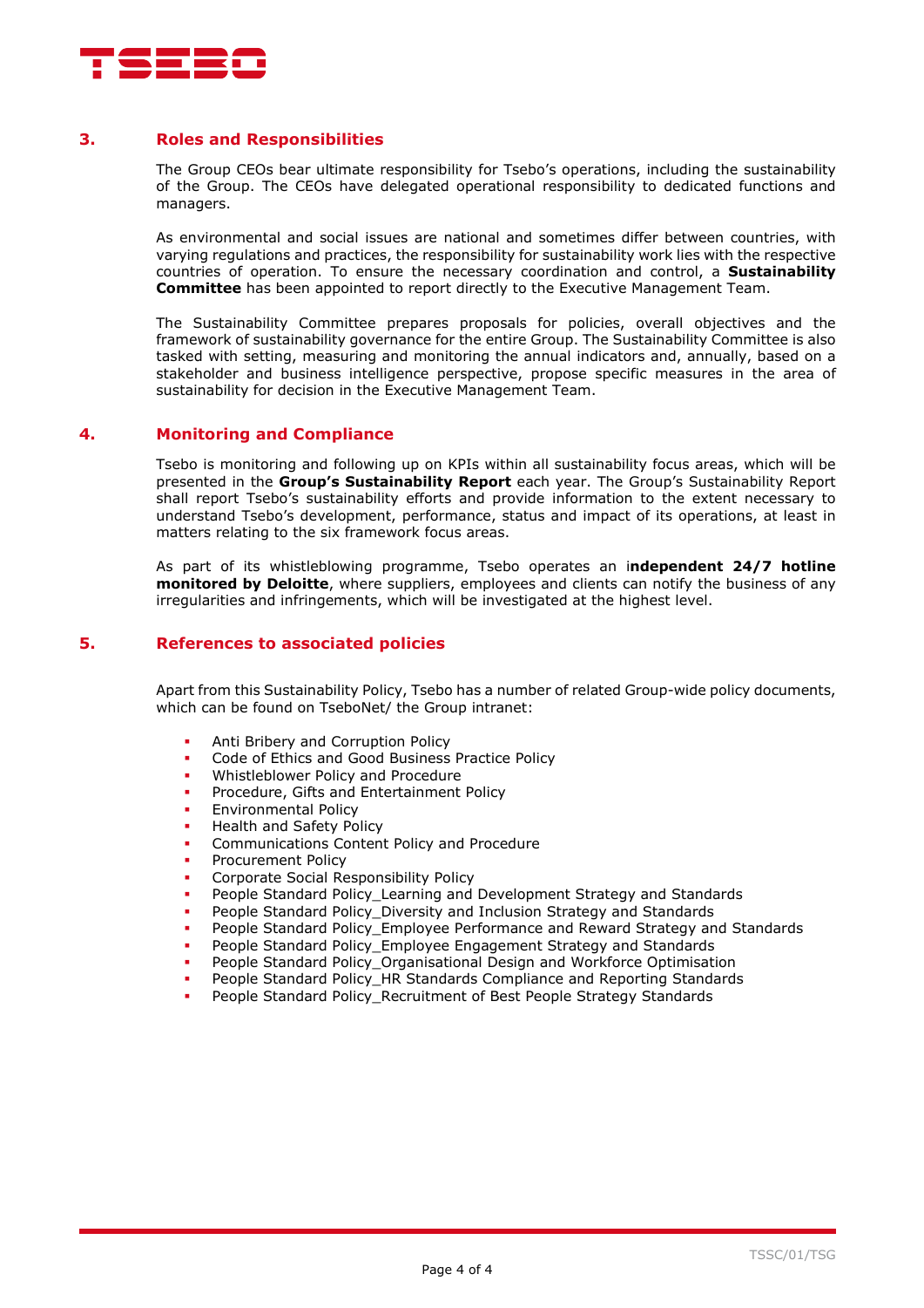## 3. Roles and Responsibilities

The Group CEOs bear ultimate responsibility for Tsebo's operations, including the sustainability of the Group. The CEOs have delegated operational responsibility to dedicated functions and managers.

As environmental and social issues are national and sometimes differ between countries, with varying regulations and practices, the responsibility for sustainability work lies with the respective countries of operation. To ensure the necessary coordination and control, a **Sustainability Committee** has been appointed to report directly to the Executive Management Team.

The Sustainability Committee prepares proposals for policies, overall objectives and the framework of sustainability governance for the entire Group. The Sustainability Committee is also tasked with setting, measuring and monitoring the annual indicators and, annually, based on a stakeholder and business intelligence perspective, propose specific measures in the area of sustainability for decision in the Executive Management Team.

## 4. Monitoring and Compliance

Tsebo is monitoring and following up on KPIs within all sustainability focus areas, which will be presented in the **Group's Sustainability Report** each year. The Group's Sustainability Report shall report Tsebo's sustainability efforts and provide information to the extent necessary to understand Tsebo's development, performance, status and impact of its operations, at least in matters relating to the six framework focus areas.

As part of its whistleblowing programme, Tsebo operates an i**ndependent 24/7 hotline monitored by Deloitte**, where suppliers, employees and clients can notify the business of any irregularities and infringements, which will be investigated at the highest level.

## 5. References to associated policies

Apart from this Sustainability Policy, Tsebo has a number of related Group-wide policy documents, which can be found on TseboNet/ the Group intranet:

- Anti Bribery and Corruption Policy
- Code of Ethics and Good Business Practice Policy
- Whistleblower Policy and Procedure
- Procedure, Gifts and Entertainment Policy
- Environmental Policy
- Health and Safety Policy
- Communications Content Policy and Procedure
- Procurement Policy
- Corporate Social Responsibility Policy
- People Standard Policy_Learning and Development Strategy and Standards
- People Standard Policy_Diversity and Inclusion Strategy and Standards
- People Standard Policy_Employee Performance and Reward Strategy and Standards
- People Standard Policy_Employee Engagement Strategy and Standards
- People Standard Policy_Organisational Design and Workforce Optimisation
- People Standard Policy_HR Standards Compliance and Reporting Standards
- People Standard Policy_Recruitment of Best People Strategy Standards